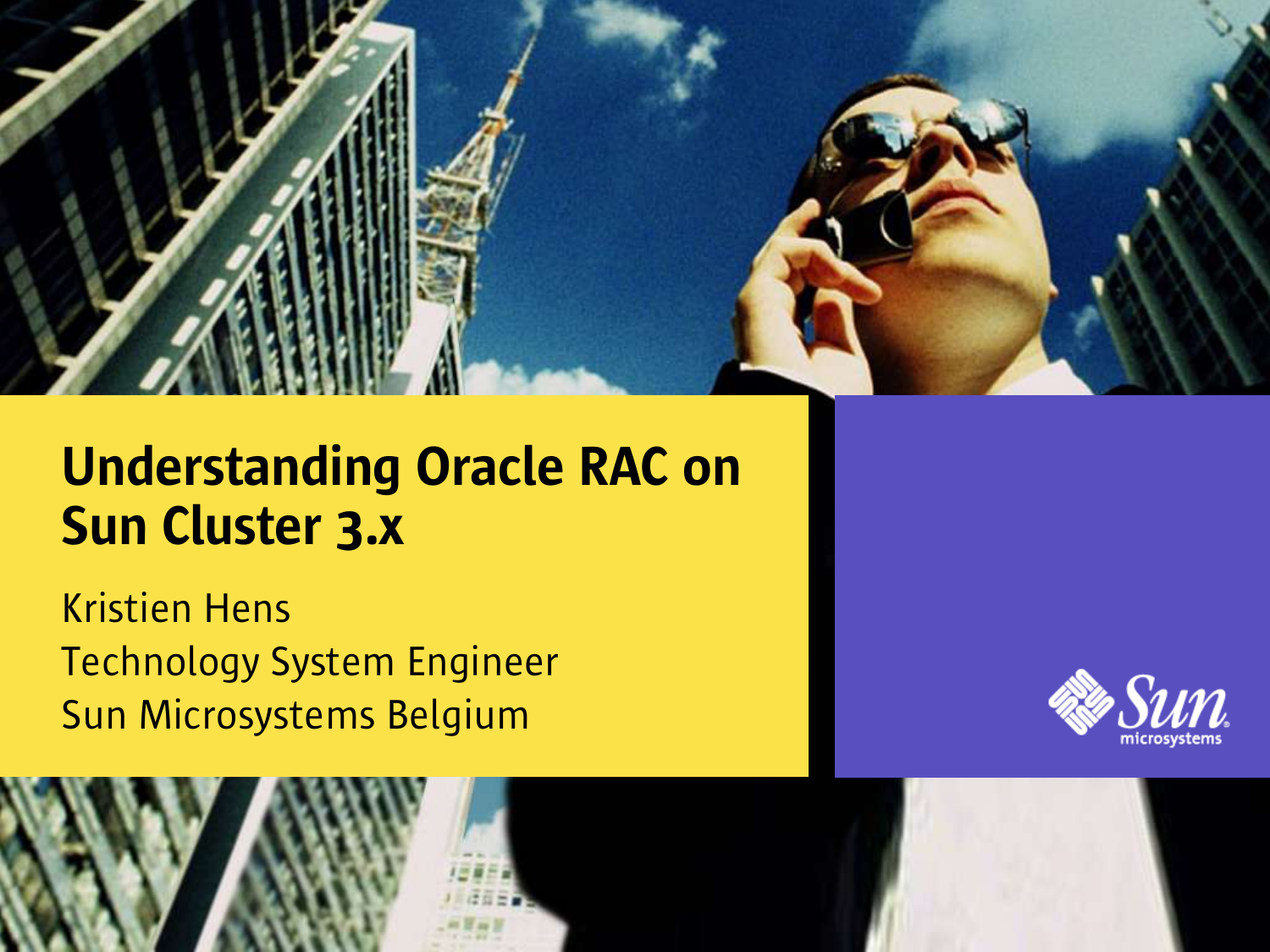# Understanding Oracle RAC on Sun Cluster 3.x

Kristien Hens
Technology System Engineer
Sun Microsystems Belgium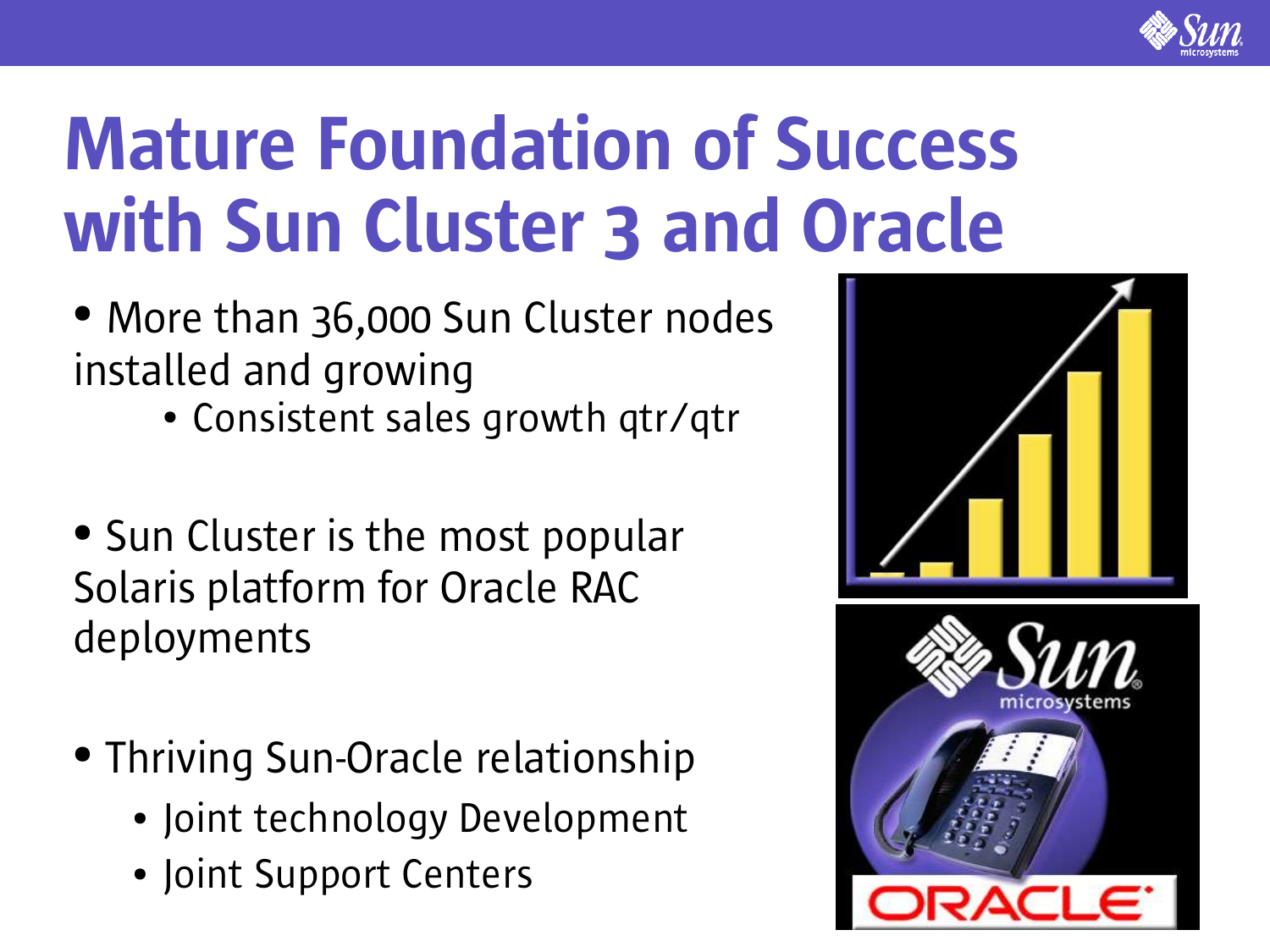# Mature Foundation of Success with Sun Cluster 3 and Oracle

- More than 36,000 Sun Cluster nodes installed and growing
  - Consistent sales growth qtr/qtr
- Sun Cluster is the most popular Solaris platform for Oracle RAC deployments
- Thriving Sun-Oracle relationship
  - Joint technology Development
  - Joint Support Centers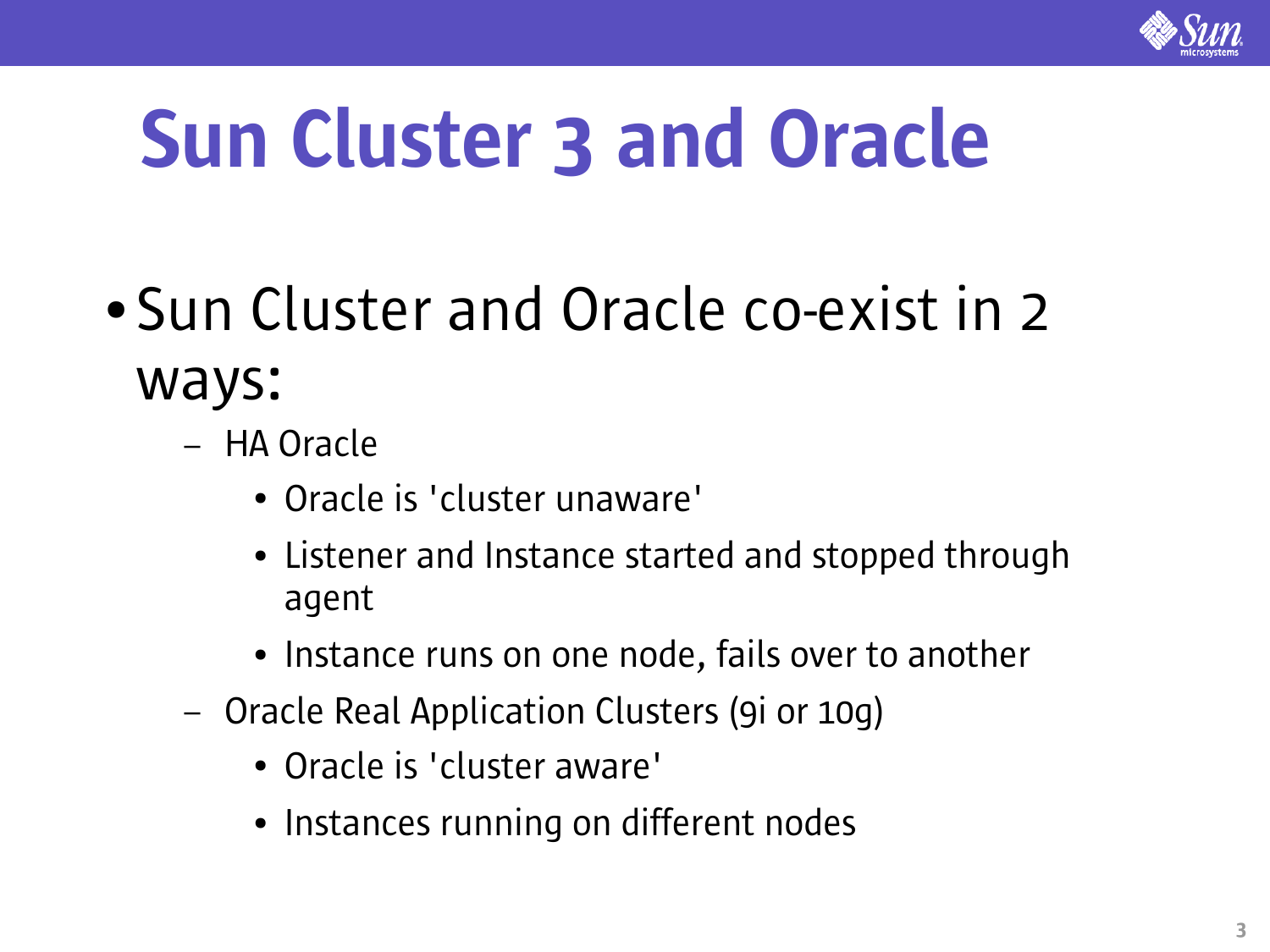# Sun Cluster 3 and Oracle

- Sun Cluster and Oracle co-exist in 2 ways:
  - HA Oracle
    - Oracle is 'cluster unaware'
    - Listener and Instance started and stopped through agent
    - Instance runs on one node, fails over to another
  - Oracle Real Application Clusters (9i or 10g)
    - Oracle is 'cluster aware'
    - Instances running on different nodes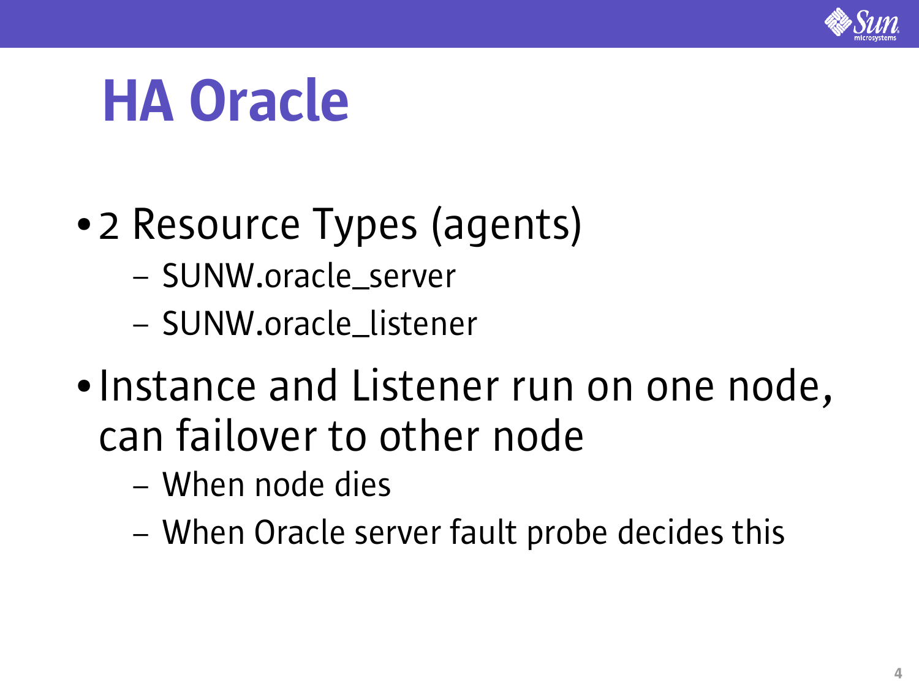# HA Oracle

- 2 Resource Types (agents)
  - SUNW.oracle_server
  - SUNW.oracle_listener
- Instance and Listener run on one node, can failover to other node
  - When node dies
  - When Oracle server fault probe decides this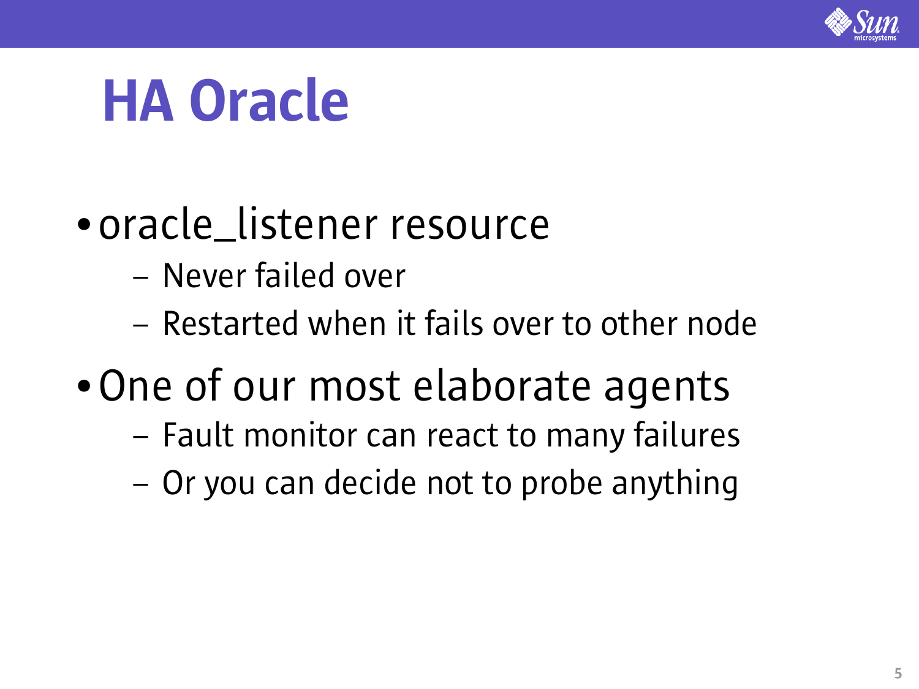# HA Oracle

- oracle_listener resource
  - Never failed over
  - Restarted when it fails over to other node
- One of our most elaborate agents
  - Fault monitor can react to many failures
  - Or you can decide not to probe anything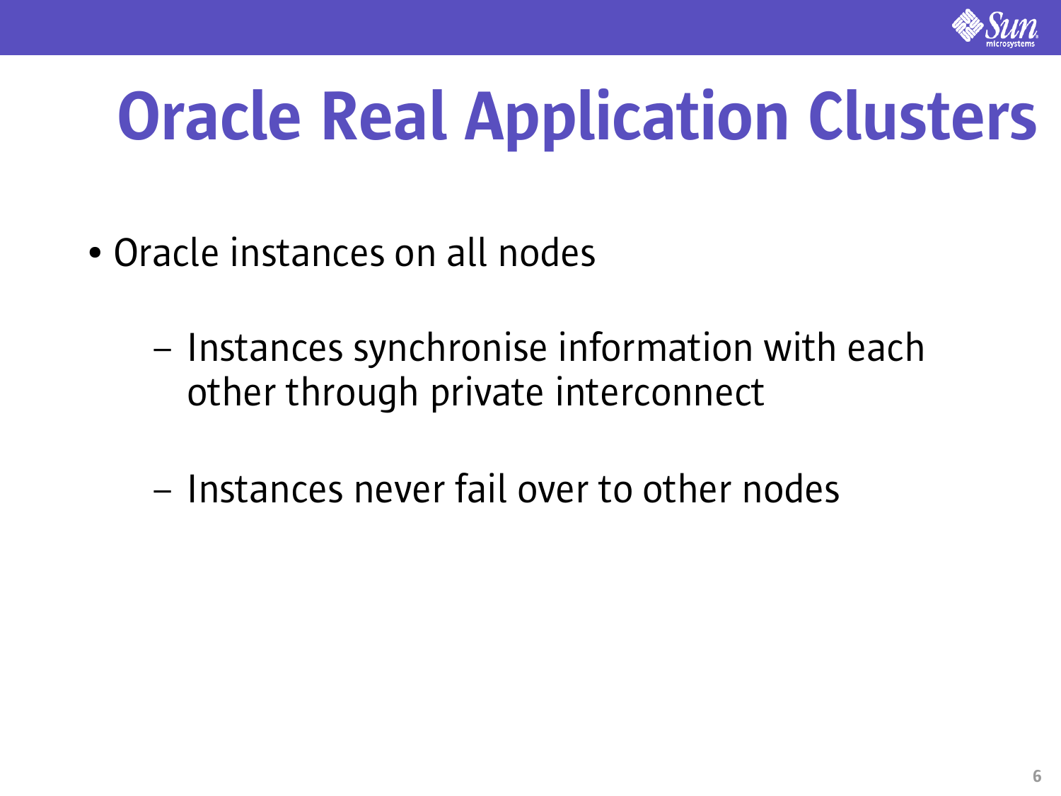# Oracle Real Application Clusters

- Oracle instances on all nodes
  - Instances synchronise information with each other through private interconnect
  - Instances never fail over to other nodes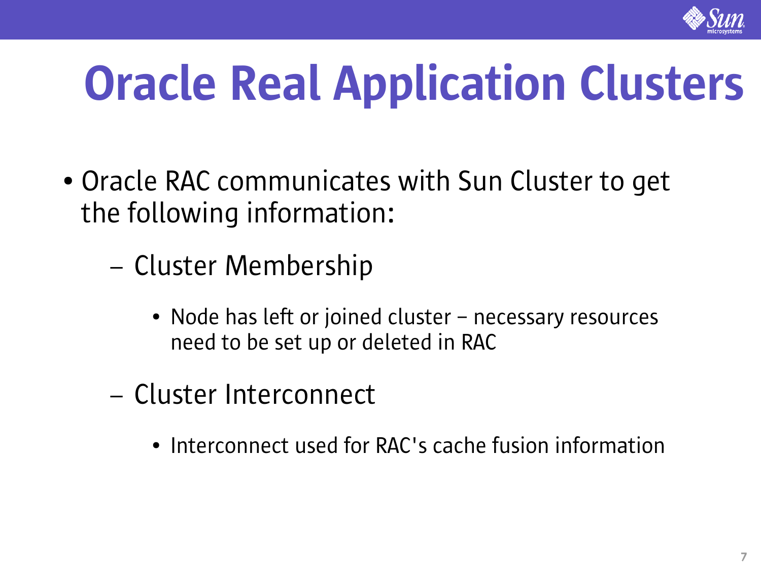# Oracle Real Application Clusters

- Oracle RAC communicates with Sun Cluster to get the following information:
  - Cluster Membership
    - Node has left or joined cluster – necessary resources need to be set up or deleted in RAC
  - Cluster Interconnect
    - Interconnect used for RAC's cache fusion information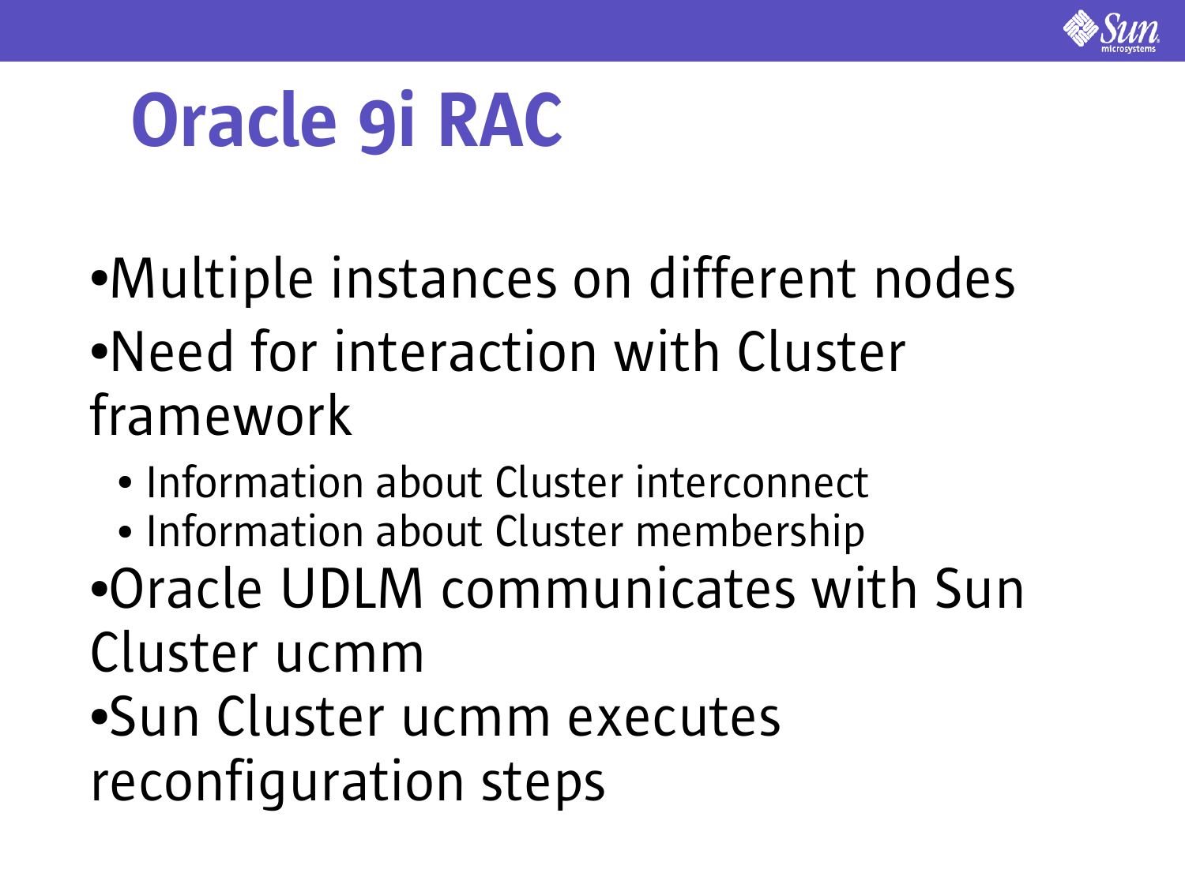# Oracle 9i RAC

- Multiple instances on different nodes
- Need for interaction with Cluster framework
  - Information about Cluster interconnect
  - Information about Cluster membership
- Oracle UDLM communicates with Sun Cluster ucmm
- Sun Cluster ucmm executes reconfiguration steps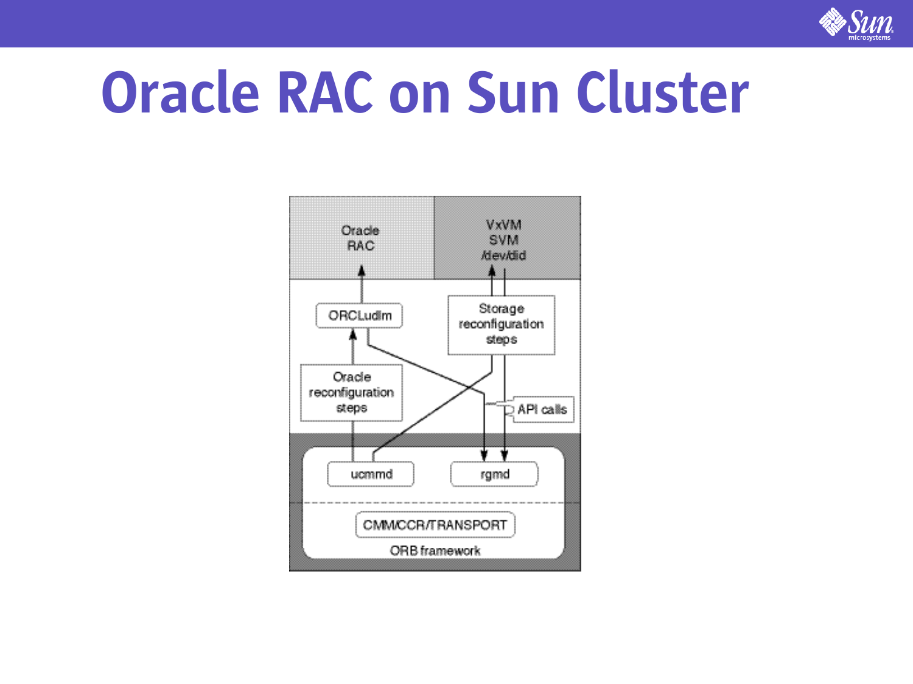# Oracle RAC on Sun Cluster

Oracle RAC

VxVM
SVM
/dev/did

ORCLudlm

Storage reconfiguration steps

Oracle reconfiguration steps

API calls

ucmmd

rgmd

CMM/CCR/TRANSPORT

ORB framework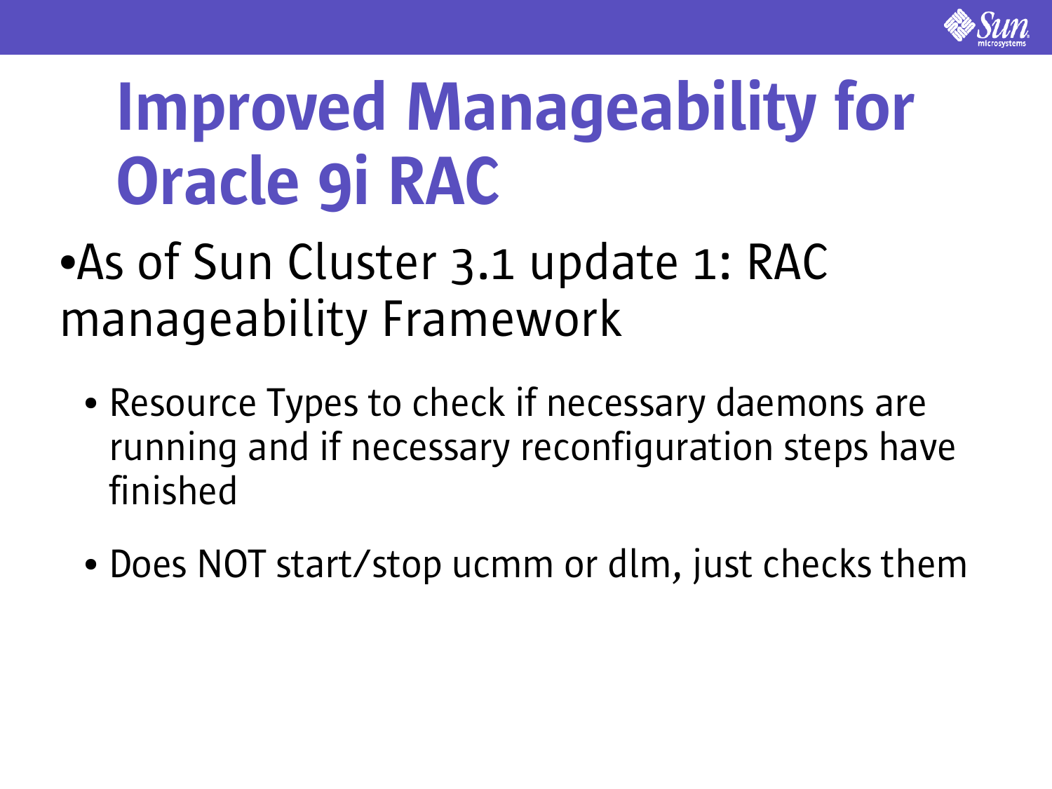# Improved Manageability for Oracle 9i RAC

- As of Sun Cluster 3.1 update 1: RAC manageability Framework
  - Resource Types to check if necessary daemons are running and if necessary reconfiguration steps have finished
  - Does NOT start/stop ucmm or dlm, just checks them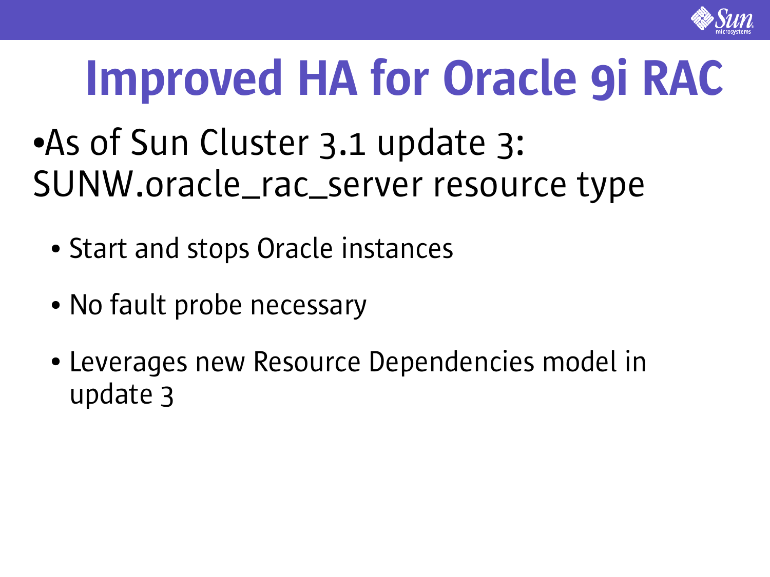# Improved HA for Oracle 9i RAC

- As of Sun Cluster 3.1 update 3: SUNW.oracle_rac_server resource type
  - Start and stops Oracle instances
  - No fault probe necessary
  - Leverages new Resource Dependencies model in update 3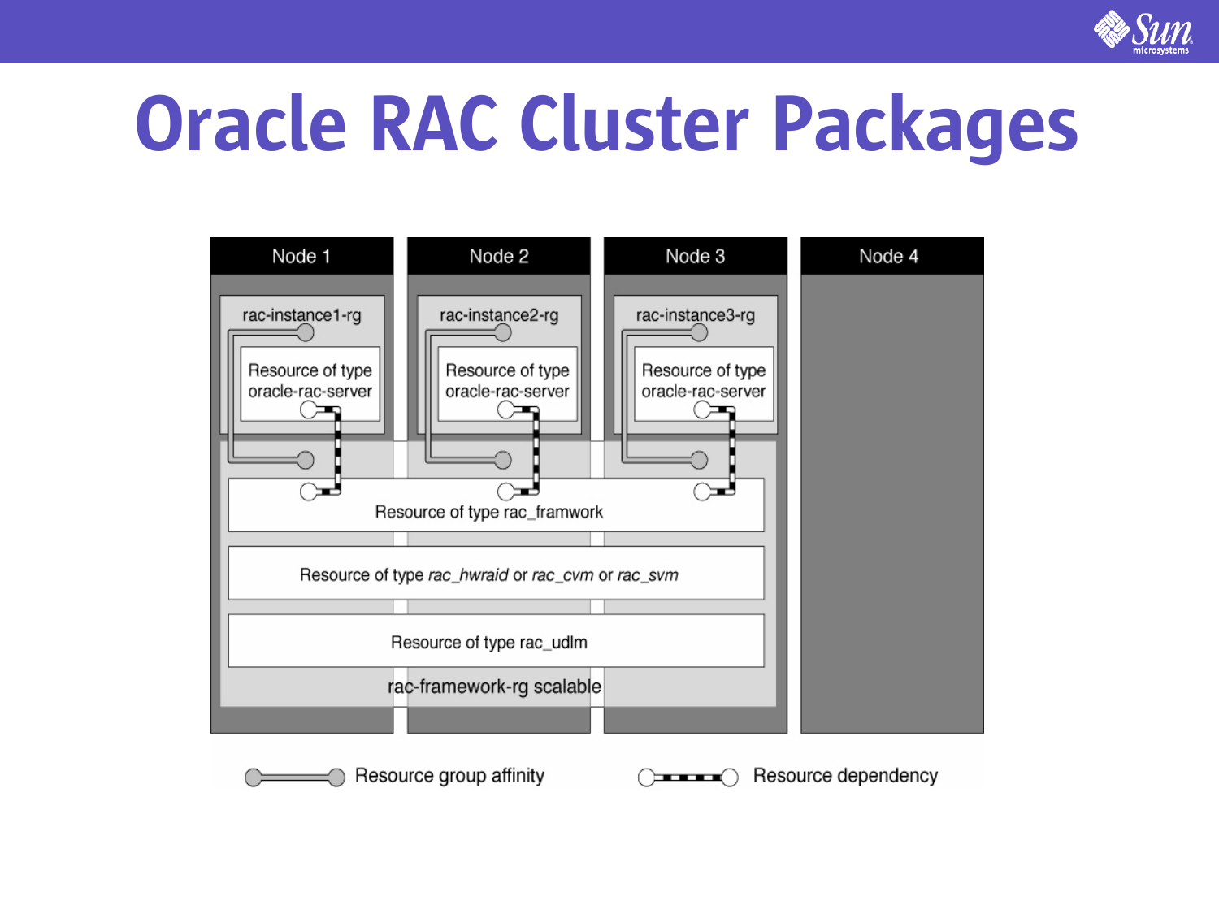# Oracle RAC Cluster Packages

Node 1 | Node 2 | Node 3 | Node 4

rac-instance1-rg

Resource of type oracle-rac-server

rac-instance2-rg

Resource of type oracle-rac-server

rac-instance3-rg

Resource of type oracle-rac-server

Resource of type rac_framwork

Resource of type *rac_hwraid* or *rac_cvm* or *rac_svm*

Resource of type rac_udlm

rac-framework-rg scalable

Resource group affinity

Resource dependency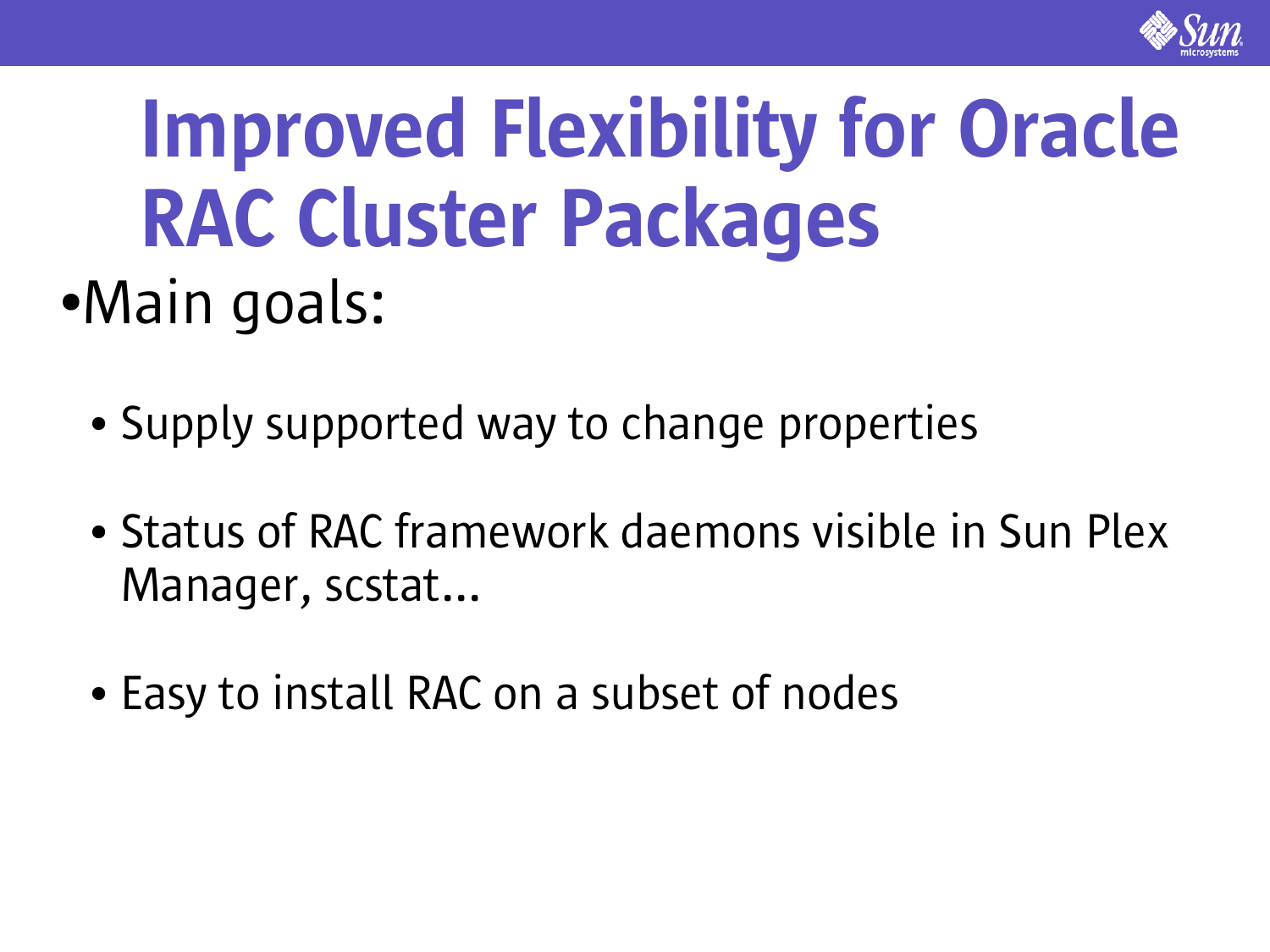# Improved Flexibility for Oracle RAC Cluster Packages

- Main goals:
  - Supply supported way to change properties
  - Status of RAC framework daemons visible in Sun Plex Manager, scstat...
  - Easy to install RAC on a subset of nodes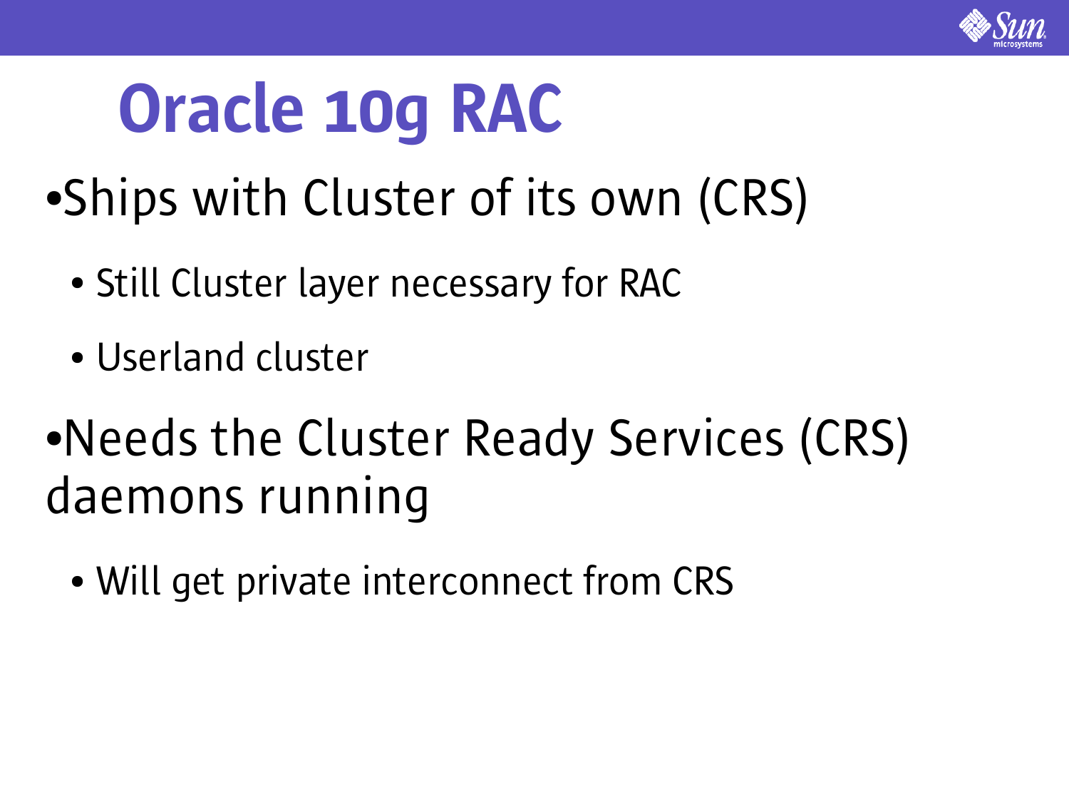# Oracle 10g RAC

- Ships with Cluster of its own (CRS)
  - Still Cluster layer necessary for RAC
  - Userland cluster
- Needs the Cluster Ready Services (CRS) daemons running
  - Will get private interconnect from CRS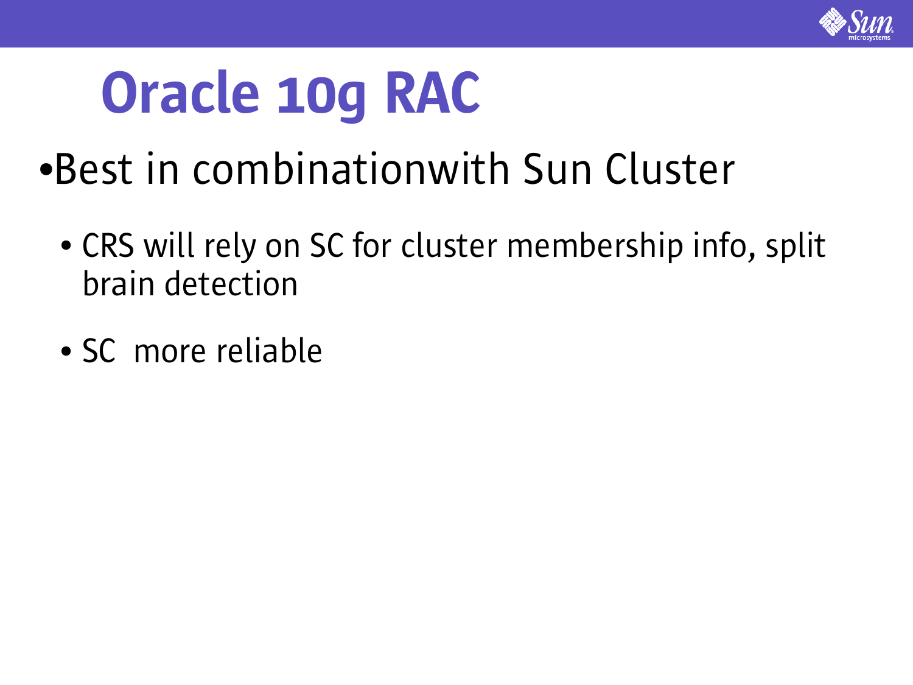# Oracle 10g RAC

- Best in combinationwith Sun Cluster
  - CRS will rely on SC for cluster membership info, split brain detection
  - SC  more reliable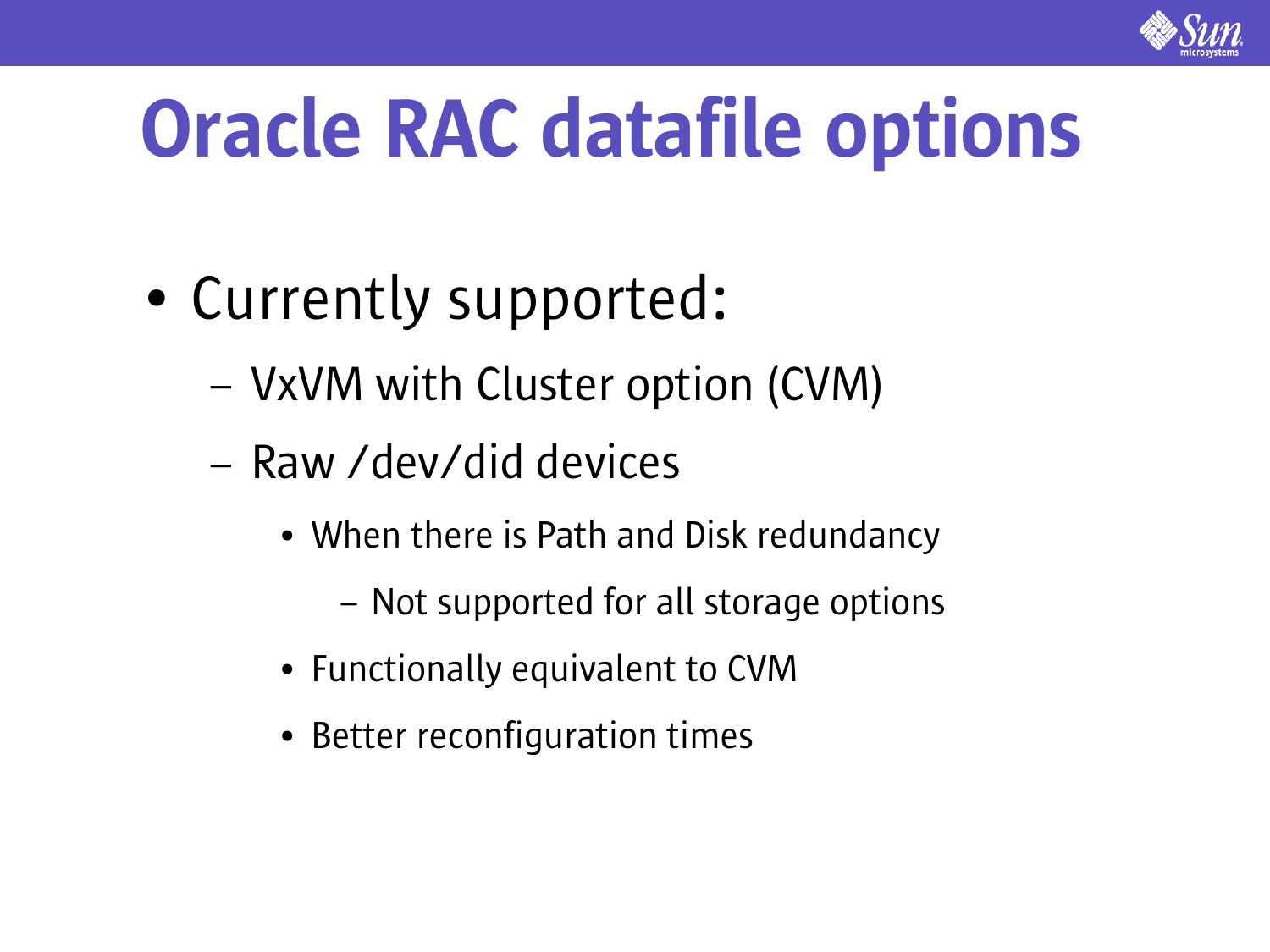# Oracle RAC datafile options

- Currently supported:
  - VxVM with Cluster option (CVM)
  - Raw /dev/did devices
    - When there is Path and Disk redundancy
      - Not supported for all storage options
    - Functionally equivalent to CVM
    - Better reconfiguration times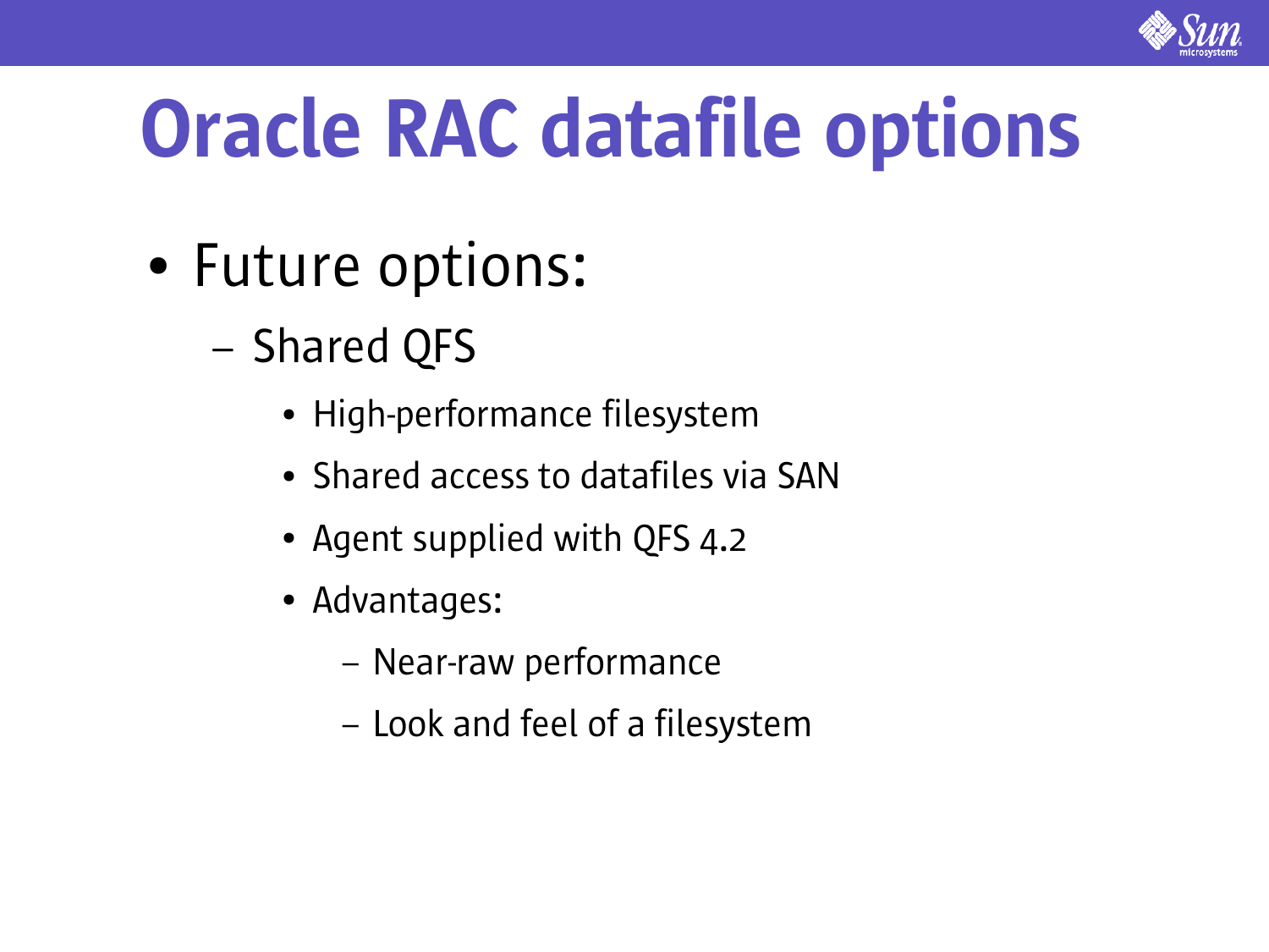# Oracle RAC datafile options

- Future options:
  - Shared QFS
    - High-performance filesystem
    - Shared access to datafiles via SAN
    - Agent supplied with QFS 4.2
    - Advantages:
      - Near-raw performance
      - Look and feel of a filesystem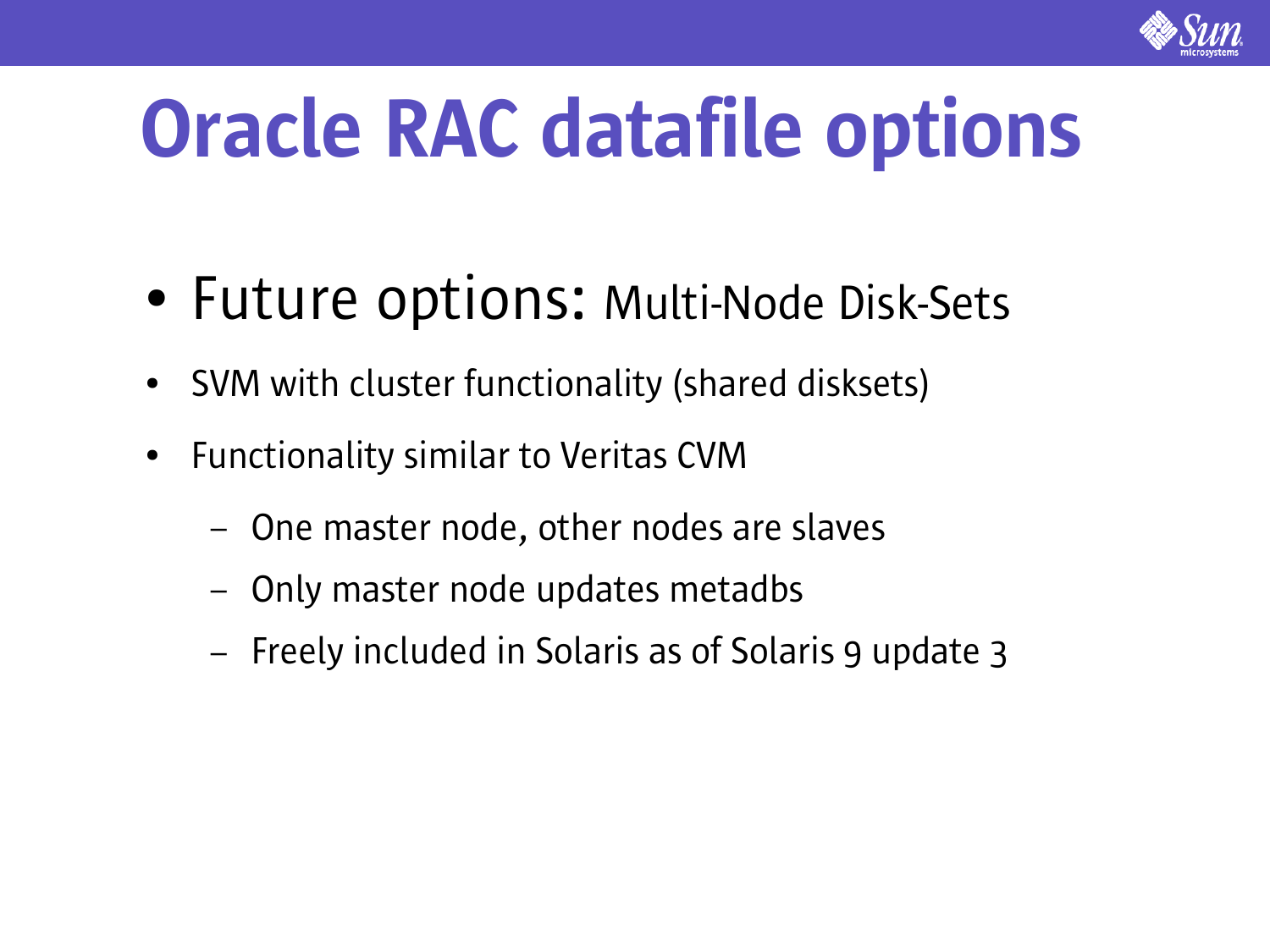# Oracle RAC datafile options

- Future options: Multi-Node Disk-Sets
- SVM with cluster functionality (shared disksets)
- Functionality similar to Veritas CVM
  - One master node, other nodes are slaves
  - Only master node updates metadbs
  - Freely included in Solaris as of Solaris 9 update 3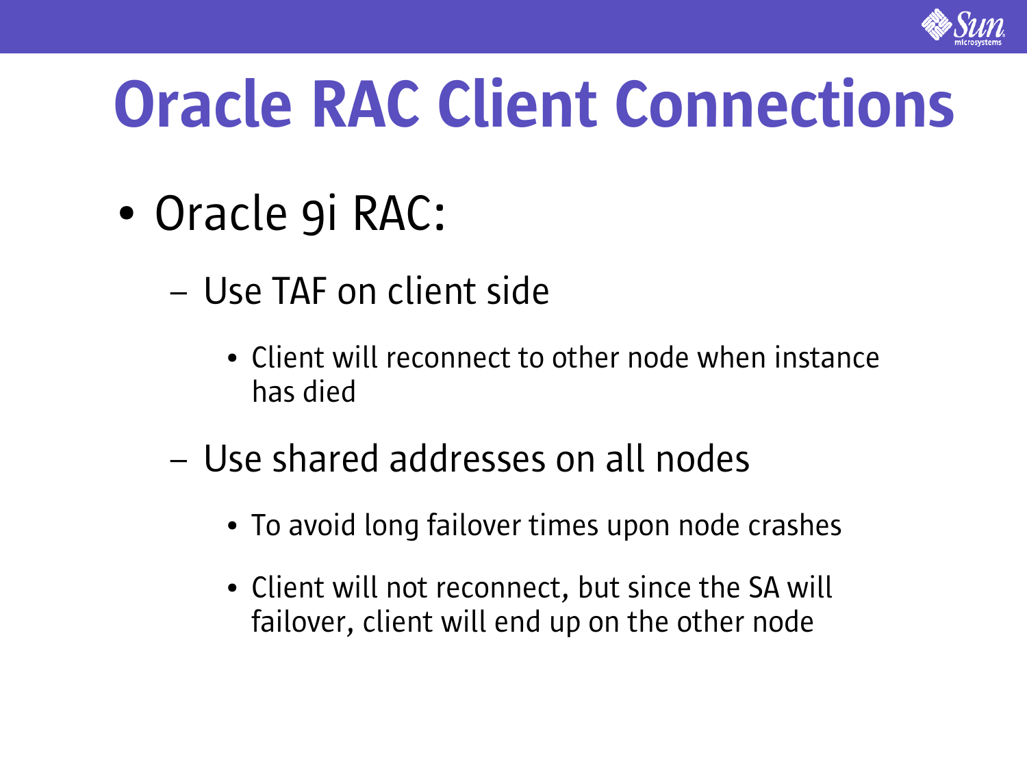# Oracle RAC Client Connections

- Oracle 9i RAC:
  - Use TAF on client side
    - Client will reconnect to other node when instance has died
  - Use shared addresses on all nodes
    - To avoid long failover times upon node crashes
    - Client will not reconnect, but since the SA will failover, client will end up on the other node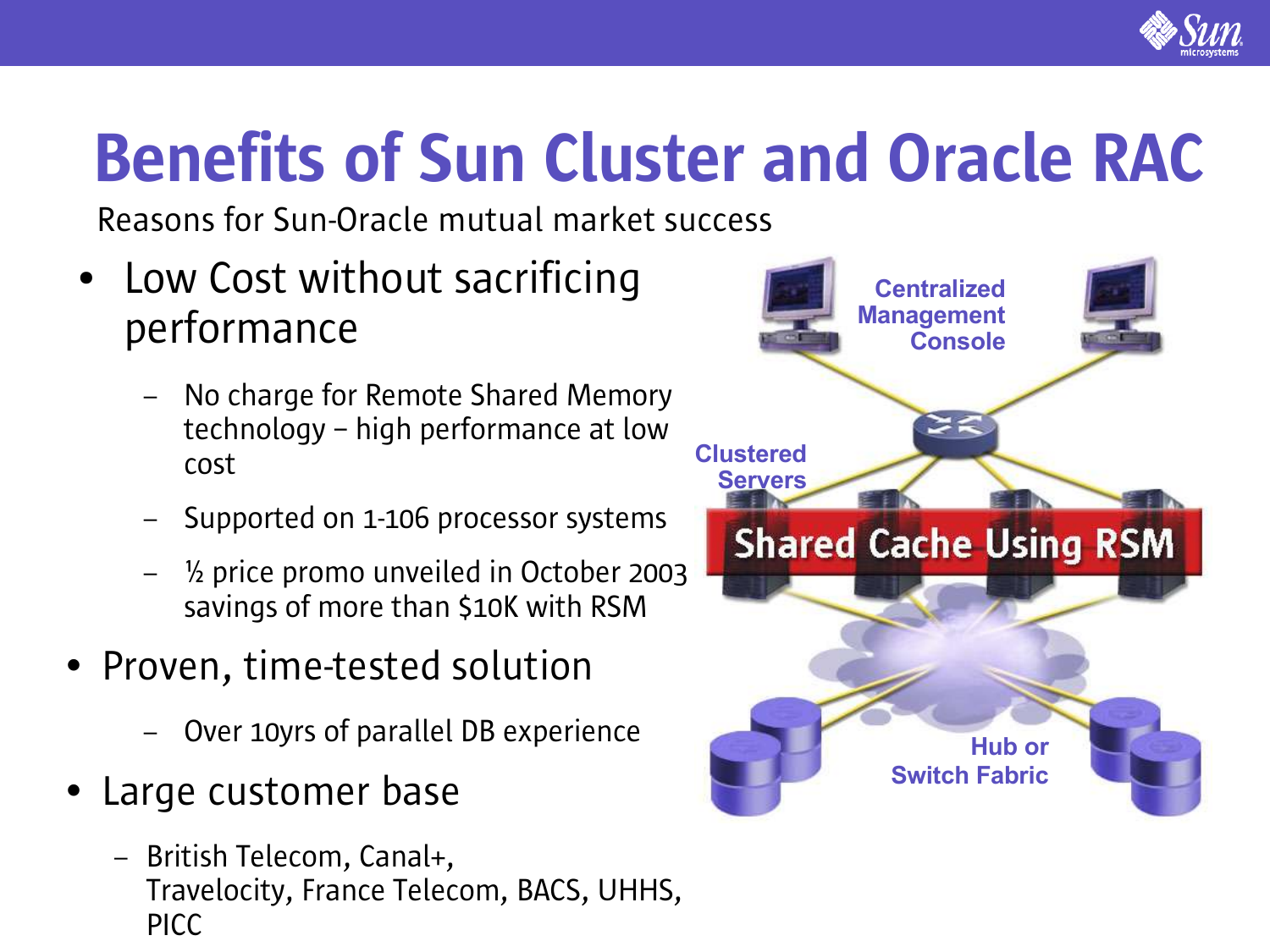# Benefits of Sun Cluster and Oracle RAC

Reasons for Sun-Oracle mutual market success

- Low Cost without sacrificing performance
  - No charge for Remote Shared Memory technology – high performance at low cost
  - Supported on 1-106 processor systems
  - ½ price promo unveiled in October 2003 savings of more than $10K with RSM
- Proven, time-tested solution
  - Over 10yrs of parallel DB experience
- Large customer base
  - British Telecom, Canal+, Travelocity, France Telecom, BACS, UHHS, PICC

Centralized Management Console

Clustered Servers

Shared Cache Using RSM

Hub or Switch Fabric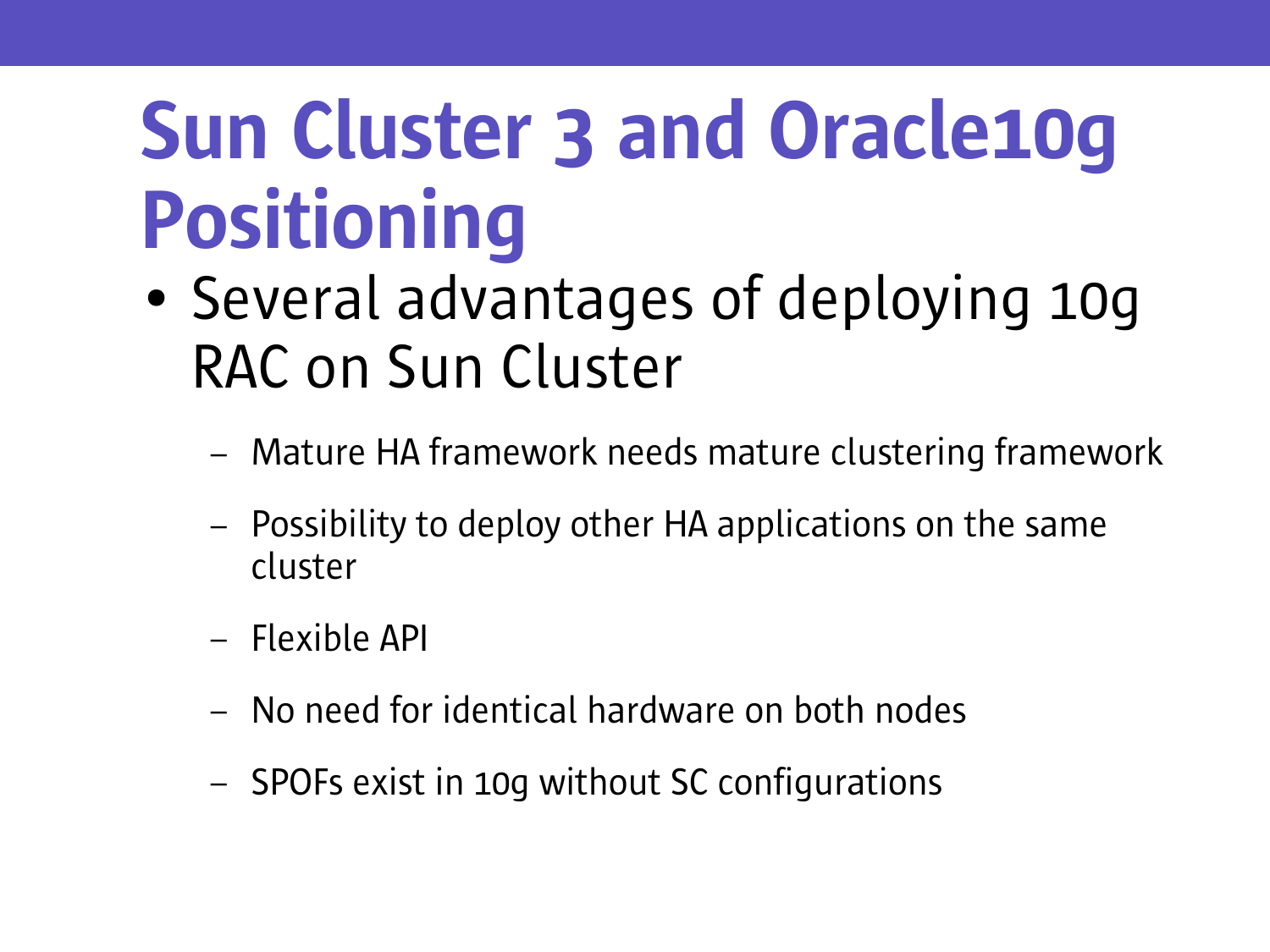# Sun Cluster 3 and Oracle10g Positioning

- Several advantages of deploying 10g RAC on Sun Cluster
  - Mature HA framework needs mature clustering framework
  - Possibility to deploy other HA applications on the same cluster
  - Flexible API
  - No need for identical hardware on both nodes
  - SPOFs exist in 10g without SC configurations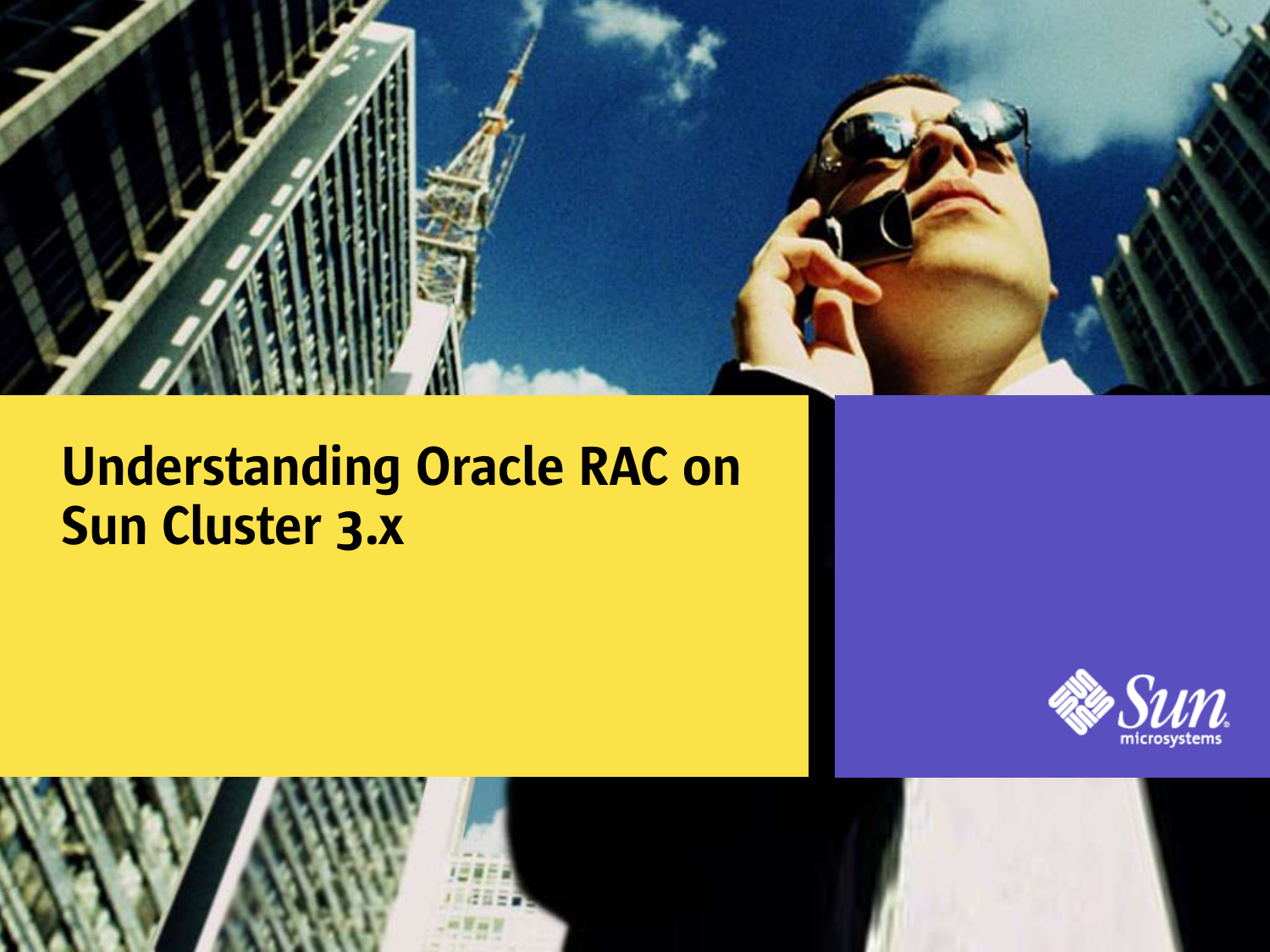# Understanding Oracle RAC on Sun Cluster 3.x

Sun microsystems